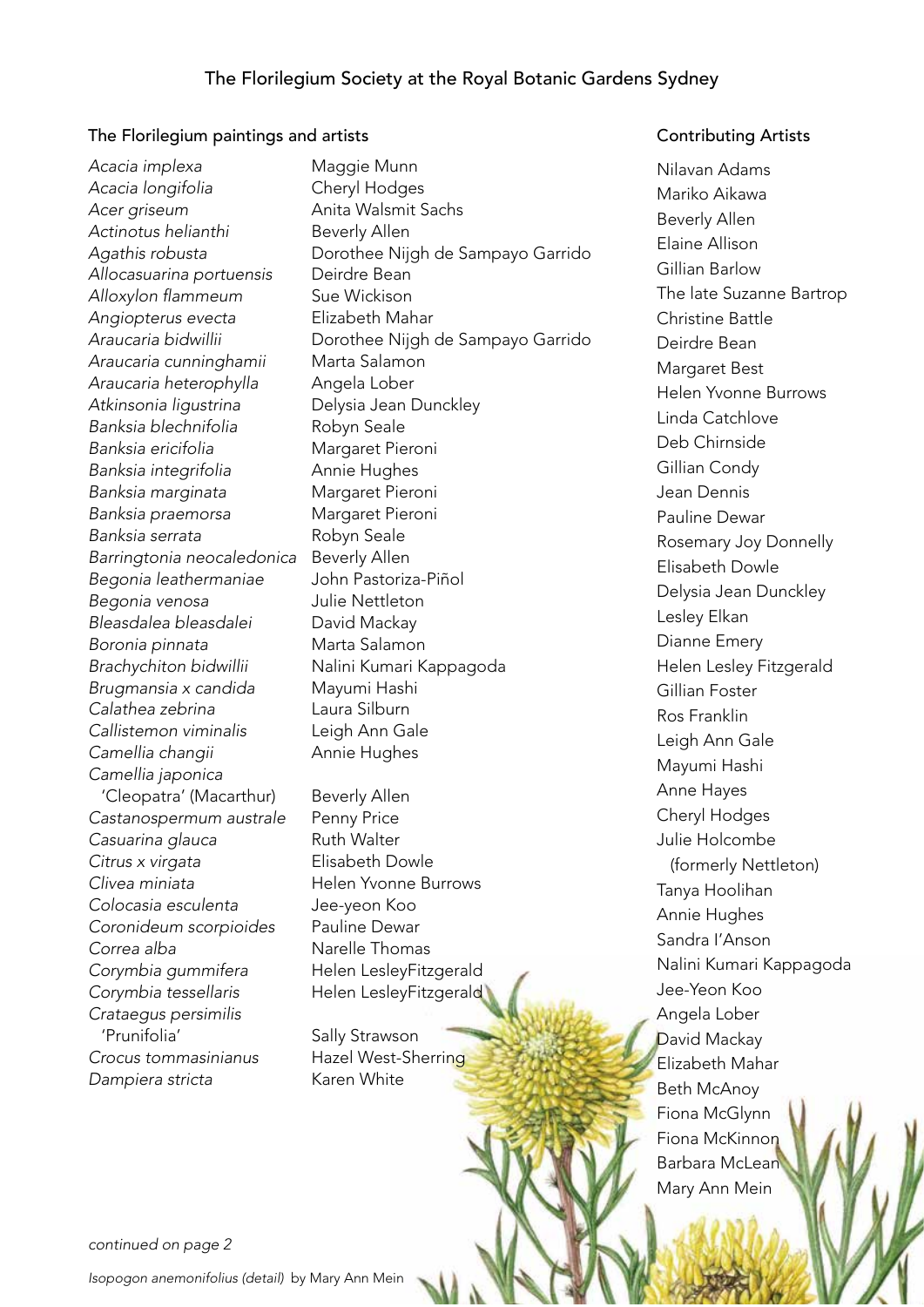# The Florilegium Society at the Royal Botanic Gardens Sydney

## The Florilegium paintings and artists

| Painting | Artist |
|---|---|
| *Acacia implexa* | Maggie Munn |
| *Acacia longifolia* | Cheryl Hodges |
| *Acer griseum* | Anita Walsmit Sachs |
| *Actinotus helianthi* | Beverly Allen |
| *Agathis robusta* | Dorothee Nijgh de Sampayo Garrido |
| *Allocasuarina portuensis* | Deirdre Bean |
| *Alloxylon flammeum* | Sue Wickison |
| *Angiopterus evecta* | Elizabeth Mahar |
| *Araucaria bidwillii* | Dorothee Nijgh de Sampayo Garrido |
| *Araucaria cunninghamii* | Marta Salamon |
| *Araucaria heterophylla* | Angela Lober |
| *Atkinsonia ligustrina* | Delysia Jean Dunckley |
| *Banksia blechnifolia* | Robyn Seale |
| *Banksia ericifolia* | Margaret Pieroni |
| *Banksia integrifolia* | Annie Hughes |
| *Banksia marginata* | Margaret Pieroni |
| *Banksia praemorsa* | Margaret Pieroni |
| *Banksia serrata* | Robyn Seale |
| *Barringtonia neocaledonica* | Beverly Allen |
| *Begonia leathermaniae* | John Pastoriza-Piñol |
| *Begonia venosa* | Julie Nettleton |
| *Bleasdalea bleasdalei* | David Mackay |
| *Boronia pinnata* | Marta Salamon |
| *Brachychiton bidwillii* | Nalini Kumari Kappagoda |
| *Brugmansia x candida* | Mayumi Hashi |
| *Calathea zebrina* | Laura Silburn |
| *Callistemon viminalis* | Leigh Ann Gale |
| *Camellia changii* | Annie Hughes |
| *Camellia japonica* 'Cleopatra' (Macarthur) | Beverly Allen |
| *Castanospermum australe* | Penny Price |
| *Casuarina glauca* | Ruth Walter |
| *Citrus x virgata* | Elisabeth Dowle |
| *Clivea miniata* | Helen Yvonne Burrows |
| *Colocasia esculenta* | Jee-yeon Koo |
| *Coronideum scorpioides* | Pauline Dewar |
| *Correa alba* | Narelle Thomas |
| *Corymbia gummifera* | Helen LesleyFitzgerald |
| *Corymbia tessellaris* | Helen LesleyFitzgerald |
| *Crataegus persimilis* 'Prunifolia' | Sally Strawson |
| *Crocus tommasinianus* | Hazel West-Sherring |
| *Dampiera stricta* | Karen White |

*continued on page 2*

## Contributing Artists

Nilavan Adams
Mariko Aikawa
Beverly Allen
Elaine Allison
Gillian Barlow
The late Suzanne Bartrop
Christine Battle
Deirdre Bean
Margaret Best
Helen Yvonne Burrows
Linda Catchlove
Deb Chirnside
Gillian Condy
Jean Dennis
Pauline Dewar
Rosemary Joy Donnelly
Elisabeth Dowle
Delysia Jean Dunckley
Lesley Elkan
Dianne Emery
Helen Lesley Fitzgerald
Gillian Foster
Ros Franklin
Leigh Ann Gale
Mayumi Hashi
Anne Hayes
Cheryl Hodges
Julie Holcombe (formerly Nettleton)
Tanya Hoolihan
Annie Hughes
Sandra I'Anson
Nalini Kumari Kappagoda
Jee-Yeon Koo
Angela Lober
David Mackay
Elizabeth Mahar
Beth McAnoy
Fiona McGlynn
Fiona McKinnon
Barbara McLean
Mary Ann Mein

*Isopogon anemonifolius (detail)* by Mary Ann Mein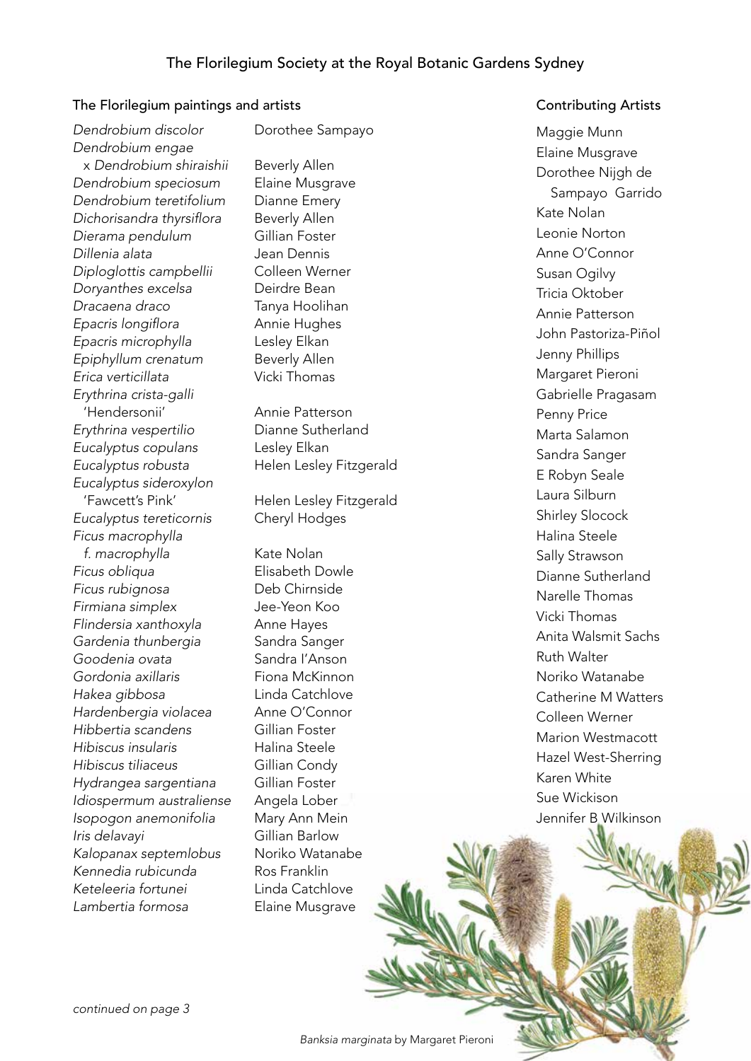## The Florilegium Society at the Royal Botanic Gardens Sydney

### The Florilegium paintings and artists

| Painting | Artist |
|---|---|
| *Dendrobium discolor* | Dorothee Sampayo |
| *Dendrobium engae* x *Dendrobium shiraishii* | Beverly Allen |
| *Dendrobium speciosum* | Elaine Musgrave |
| *Dendrobium teretifolium* | Dianne Emery |
| *Dichorisandra thyrsiflora* | Beverly Allen |
| *Dierama pendulum* | Gillian Foster |
| *Dillenia alata* | Jean Dennis |
| *Diploglottis campbellii* | Colleen Werner |
| *Doryanthes excelsa* | Deirdre Bean |
| *Dracaena draco* | Tanya Hoolihan |
| *Epacris longiflora* | Annie Hughes |
| *Epacris microphylla* | Lesley Elkan |
| *Epiphyllum crenatum* | Beverly Allen |
| *Erica verticillata* | Vicki Thomas |
| *Erythrina crista-galli* 'Hendersonii' | Annie Patterson |
| *Erythrina vespertilio* | Dianne Sutherland |
| *Eucalyptus copulans* | Lesley Elkan |
| *Eucalyptus robusta* | Helen Lesley Fitzgerald |
| *Eucalyptus sideroxylon* 'Fawcett's Pink' | Helen Lesley Fitzgerald |
| *Eucalyptus tereticornis* | Cheryl Hodges |
| *Ficus macrophylla* f. *macrophylla* | Kate Nolan |
| *Ficus obliqua* | Elisabeth Dowle |
| *Ficus rubignosa* | Deb Chirnside |
| *Firmiana simplex* | Jee-Yeon Koo |
| *Flindersia xanthoxyla* | Anne Hayes |
| *Gardenia thunbergia* | Sandra Sanger |
| *Goodenia ovata* | Sandra I'Anson |
| *Gordonia axillaris* | Fiona McKinnon |
| *Hakea gibbosa* | Linda Catchlove |
| *Hardenbergia violacea* | Anne O'Connor |
| *Hibbertia scandens* | Gillian Foster |
| *Hibiscus insularis* | Halina Steele |
| *Hibiscus tiliaceus* | Gillian Condy |
| *Hydrangea sargentiana* | Gillian Foster |
| *Idiospermum australiense* | Angela Lober |
| *Isopogon anemonifolia* | Mary Ann Mein |
| *Iris delavayi* | Gillian Barlow |
| *Kalopanax septemlobus* | Noriko Watanabe |
| *Kennedia rubicunda* | Ros Franklin |
| *Keteleeria fortunei* | Linda Catchlove |
| *Lambertia formosa* | Elaine Musgrave |

*continued on page 3*

### Contributing Artists

Maggie Munn
Elaine Musgrave
Dorothee Nijgh de Sampayo Garrido
Kate Nolan
Leonie Norton
Anne O'Connor
Susan Ogilvy
Tricia Oktober
Annie Patterson
John Pastoriza-Piñol
Jenny Phillips
Margaret Pieroni
Gabrielle Pragasam
Penny Price
Marta Salamon
Sandra Sanger
E Robyn Seale
Laura Silburn
Shirley Slocock
Halina Steele
Sally Strawson
Dianne Sutherland
Narelle Thomas
Vicki Thomas
Anita Walsmit Sachs
Ruth Walter
Noriko Watanabe
Catherine M Watters
Colleen Werner
Marion Westmacott
Hazel West-Sherring
Karen White
Sue Wickison
Jennifer B Wilkinson

*Banksia marginata* by Margaret Pieroni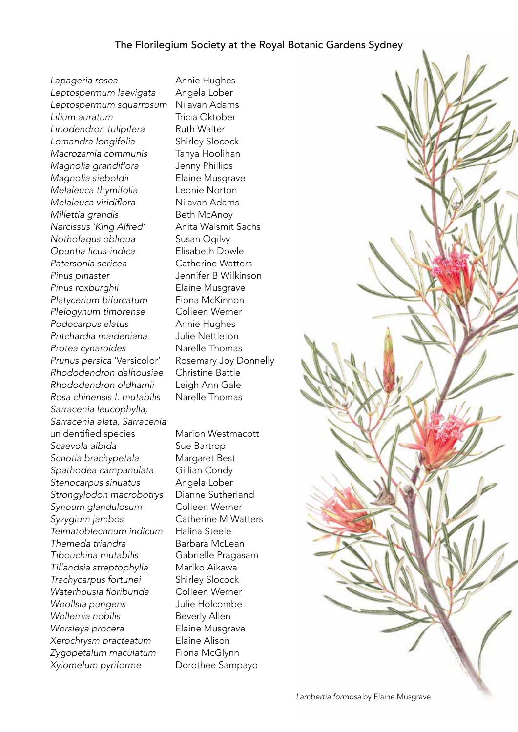| | |
|---|---|
| *Lapageria rosea* | Annie Hughes |
| *Leptospermum laevigata* | Angela Lober |
| *Leptospermum squarrosum* | Nilavan Adams |
| *Lilium auratum* | Tricia Oktober |
| *Liriodendron tulipifera* | Ruth Walter |
| *Lomandra longifolia* | Shirley Slocock |
| *Macrozamia communis* | Tanya Hoolihan |
| *Magnolia grandiflora* | Jenny Phillips |
| *Magnolia sieboldii* | Elaine Musgrave |
| *Melaleuca thymifolia* | Leonie Norton |
| *Melaleuca viridiflora* | Nilavan Adams |
| *Millettia grandis* | Beth McAnoy |
| *Narcissus 'King Alfred'* | Anita Walsmit Sachs |
| *Nothofagus obliqua* | Susan Ogilvy |
| *Opuntia ficus-indica* | Elisabeth Dowle |
| *Patersonia sericea* | Catherine Watters |
| *Pinus pinaster* | Jennifer B Wilkinson |
| *Pinus roxburghii* | Elaine Musgrave |
| *Platycerium bifurcatum* | Fiona McKinnon |
| *Pleiogynum timorense* | Colleen Werner |
| *Podocarpus elatus* | Annie Hughes |
| *Pritchardia maideniana* | Julie Nettleton |
| *Protea cynaroides* | Narelle Thomas |
| *Prunus persica* 'Versicolor' | Rosemary Joy Donnelly |
| *Rhododendron dalhousiae* | Christine Battle |
| *Rhododendron oldhamii* | Leigh Ann Gale |
| *Rosa chinensis f. mutabilis* | Narelle Thomas |
| *Sarracenia leucophylla, Sarracenia alata, Sarracenia* unidentified species | Marion Westmacott |
| *Scaevola albida* | Sue Bartrop |
| *Schotia brachypetala* | Margaret Best |
| *Spathodea campanulata* | Gillian Condy |
| *Stenocarpus sinuatus* | Angela Lober |
| *Strongylodon macrobotrys* | Dianne Sutherland |
| *Synoum glandulosum* | Colleen Werner |
| *Syzygium jambos* | Catherine M Watters |
| *Telmatoblechnum indicum* | Halina Steele |
| *Themeda triandra* | Barbara McLean |
| *Tibouchina mutabilis* | Gabrielle Pragasam |
| *Tillandsia streptophylla* | Mariko Aikawa |
| *Trachycarpus fortunei* | Shirley Slocock |
| *Waterhousia floribunda* | Colleen Werner |
| *Woollsia pungens* | Julie Holcombe |
| *Wollemia nobilis* | Beverly Allen |
| *Worsleya procera* | Elaine Musgrave |
| *Xerochrysm bracteatum* | Elaine Alison |
| *Zygopetalum maculatum* | Fiona McGlynn |
| *Xylomelum pyriforme* | Dorothee Sampayo |

*Lambertia formosa* by Elaine Musgrave